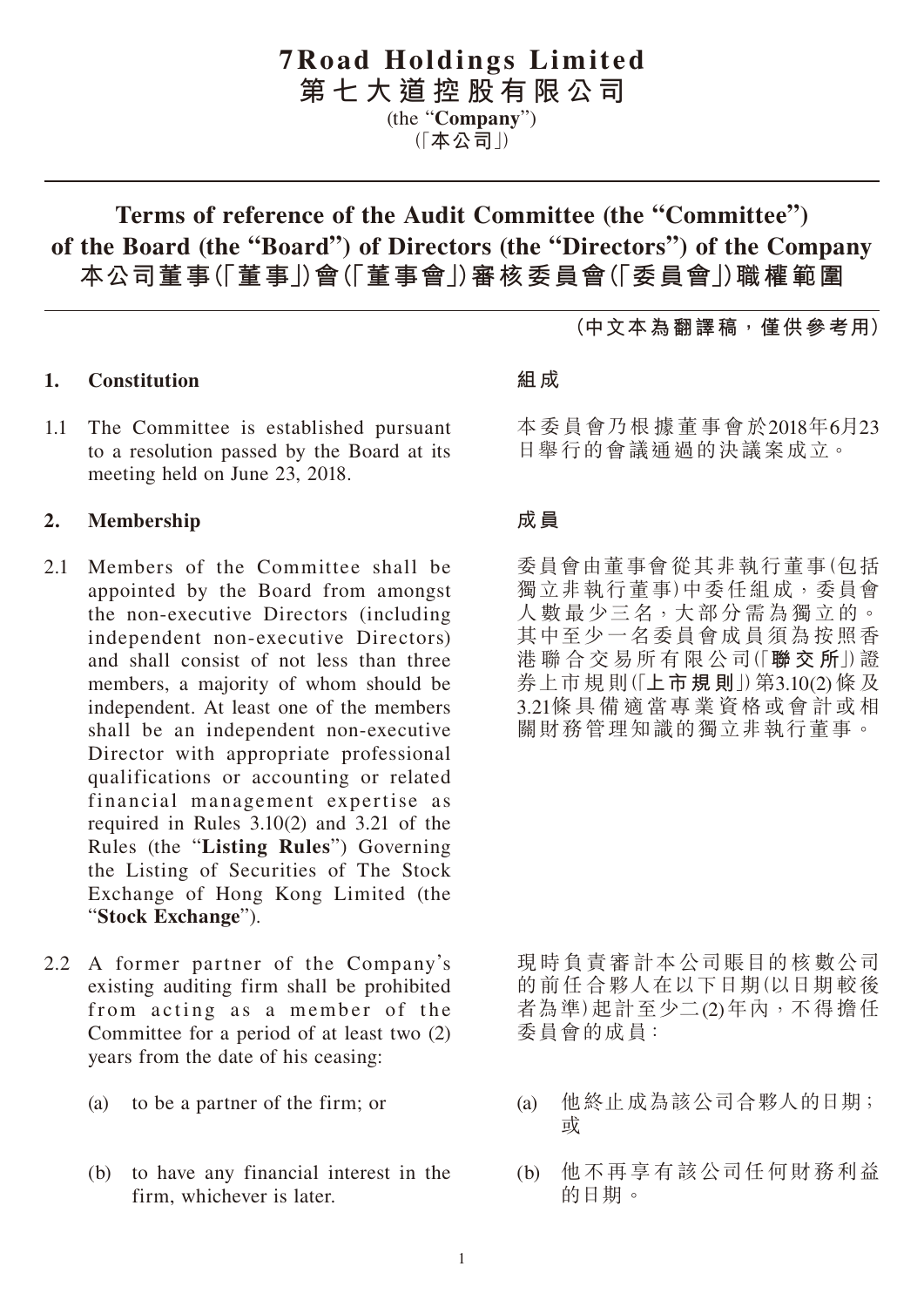# 7Road Holdings Limited
# 第七大道控股有限公司

(the "**Company**")
(「**本公司**」)

## Terms of reference of the Audit Committee (the "Committee") of the Board (the "Board") of Directors (the "Directors") of the Company
## 本公司董事(「董事」)會(「董事會」)審核委員會(「委員會」)職權範圍

**(中文本為翻譯稿，僅供參考用)**

**1. Constitution**

1.1 The Committee is established pursuant to a resolution passed by the Board at its meeting held on June 23, 2018.

**2. Membership**

2.1 Members of the Committee shall be appointed by the Board from amongst the non-executive Directors (including independent non-executive Directors) and shall consist of not less than three members, a majority of whom should be independent. At least one of the members shall be an independent non-executive Director with appropriate professional qualifications or accounting or related financial management expertise as required in Rules 3.10(2) and 3.21 of the Rules (the "**Listing Rules**") Governing the Listing of Securities of The Stock Exchange of Hong Kong Limited (the "**Stock Exchange**").

2.2 A former partner of the Company's existing auditing firm shall be prohibited from acting as a member of the Committee for a period of at least two (2) years from the date of his ceasing:

(a) to be a partner of the firm; or

(b) to have any financial interest in the firm, whichever is later.

**組成**

本委員會乃根據董事會於2018年6月23日舉行的會議通過的決議案成立。

**成員**

委員會由董事會從其非執行董事(包括獨立非執行董事)中委任組成，委員會人數最少三名，大部分需為獨立的。其中至少一名委員會成員須為按照香港聯合交易所有限公司(「**聯交所**」)證券上市規則(「**上市規則**」)第3.10(2)條及3.21條具備適當專業資格或會計或相關財務管理知識的獨立非執行董事。

現時負責審計本公司賬目的核數公司的前任合夥人在以下日期(以日期較後者為準)起計至少二(2)年內，不得擔任委員會的成員：

(a) 他終止成為該公司合夥人的日期；或

(b) 他不再享有該公司任何財務利益的日期。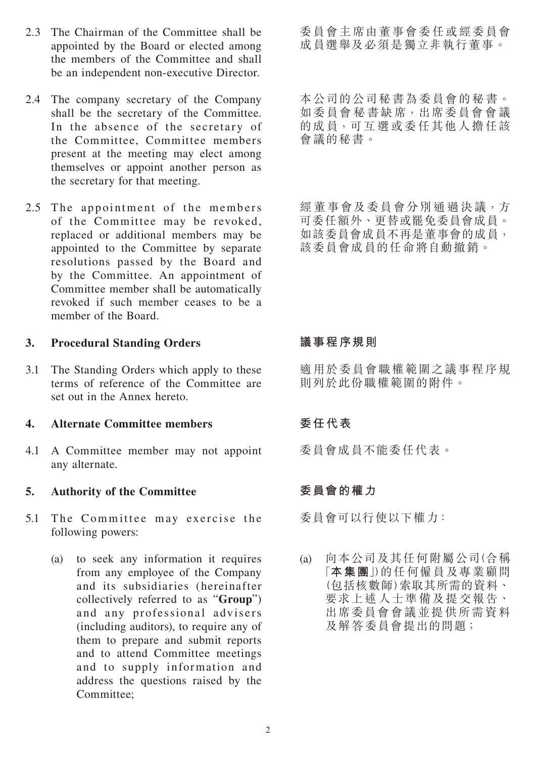2.3 The Chairman of the Committee shall be appointed by the Board or elected among the members of the Committee and shall be an independent non-executive Director.

委員會主席由董事會委任或經委員會成員選舉及必須是獨立非執行董事。

2.4 The company secretary of the Company shall be the secretary of the Committee. In the absence of the secretary of the Committee, Committee members present at the meeting may elect among themselves or appoint another person as the secretary for that meeting.

本公司的公司秘書為委員會的秘書。如委員會秘書缺席，出席委員會會議的成員，可互選或委任其他人擔任該會議的秘書。

2.5 The appointment of the members of the Committee may be revoked, replaced or additional members may be appointed to the Committee by separate resolutions passed by the Board and by the Committee. An appointment of Committee member shall be automatically revoked if such member ceases to be a member of the Board.

經董事會及委員會分別通過決議，方可委任額外、更替或罷免委員會成員。如該委員會成員不再是董事會的成員，該委員會成員的任命將自動撤銷。

## 3. Procedural Standing Orders

## 議事程序規則

3.1 The Standing Orders which apply to these terms of reference of the Committee are set out in the Annex hereto.

適用於委員會職權範圍之議事程序規則列於此份職權範圍的附件。

## 4. Alternate Committee members

## 委任代表

4.1 A Committee member may not appoint any alternate.

委員會成員不能委任代表。

## 5. Authority of the Committee

## 委員會的權力

5.1 The Committee may exercise the following powers:

委員會可以行使以下權力：

(a) to seek any information it requires from any employee of the Company and its subsidiaries (hereinafter collectively referred to as "**Group**") and any professional advisers (including auditors), to require any of them to prepare and submit reports and to attend Committee meetings and to supply information and address the questions raised by the Committee;

(a) 向本公司及其任何附屬公司(合稱「**本集團**」)的任何僱員及專業顧問(包括核數師)索取其所需的資料、要求上述人士準備及提交報告、出席委員會會議並提供所需資料及解答委員會提出的問題；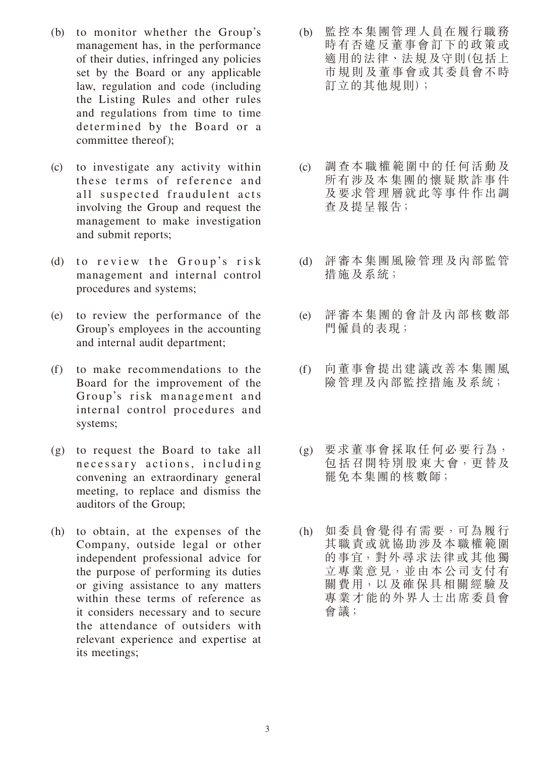(b) to monitor whether the Group's management has, in the performance of their duties, infringed any policies set by the Board or any applicable law, regulation and code (including the Listing Rules and other rules and regulations from time to time determined by the Board or a committee thereof);

(b) 監控本集團管理人員在履行職務時有否違反董事會訂下的政策或適用的法律、法規及守則(包括上市規則及董事會或其委員會不時訂立的其他規則)；

(c) to investigate any activity within these terms of reference and all suspected fraudulent acts involving the Group and request the management to make investigation and submit reports;

(c) 調查本職權範圍中的任何活動及所有涉及本集團的懷疑欺詐事件及要求管理層就此等事件作出調查及提呈報告；

(d) to review the Group's risk management and internal control procedures and systems;

(d) 評審本集團風險管理及內部監管措施及系統；

(e) to review the performance of the Group's employees in the accounting and internal audit department;

(e) 評審本集團的會計及內部核數部門僱員的表現；

(f) to make recommendations to the Board for the improvement of the Group's risk management and internal control procedures and systems;

(f) 向董事會提出建議改善本集團風險管理及內部監控措施及系統；

(g) to request the Board to take all necessary actions, including convening an extraordinary general meeting, to replace and dismiss the auditors of the Group;

(g) 要求董事會採取任何必要行為，包括召開特別股東大會，更替及罷免本集團的核數師；

(h) to obtain, at the expenses of the Company, outside legal or other independent professional advice for the purpose of performing its duties or giving assistance to any matters within these terms of reference as it considers necessary and to secure the attendance of outsiders with relevant experience and expertise at its meetings;

(h) 如委員會覺得有需要，可為履行其職責或就協助涉及本職權範圍的事宜，對外尋求法律或其他獨立專業意見，並由本公司支付有關費用，以及確保具相關經驗及專業才能的外界人士出席委員會會議；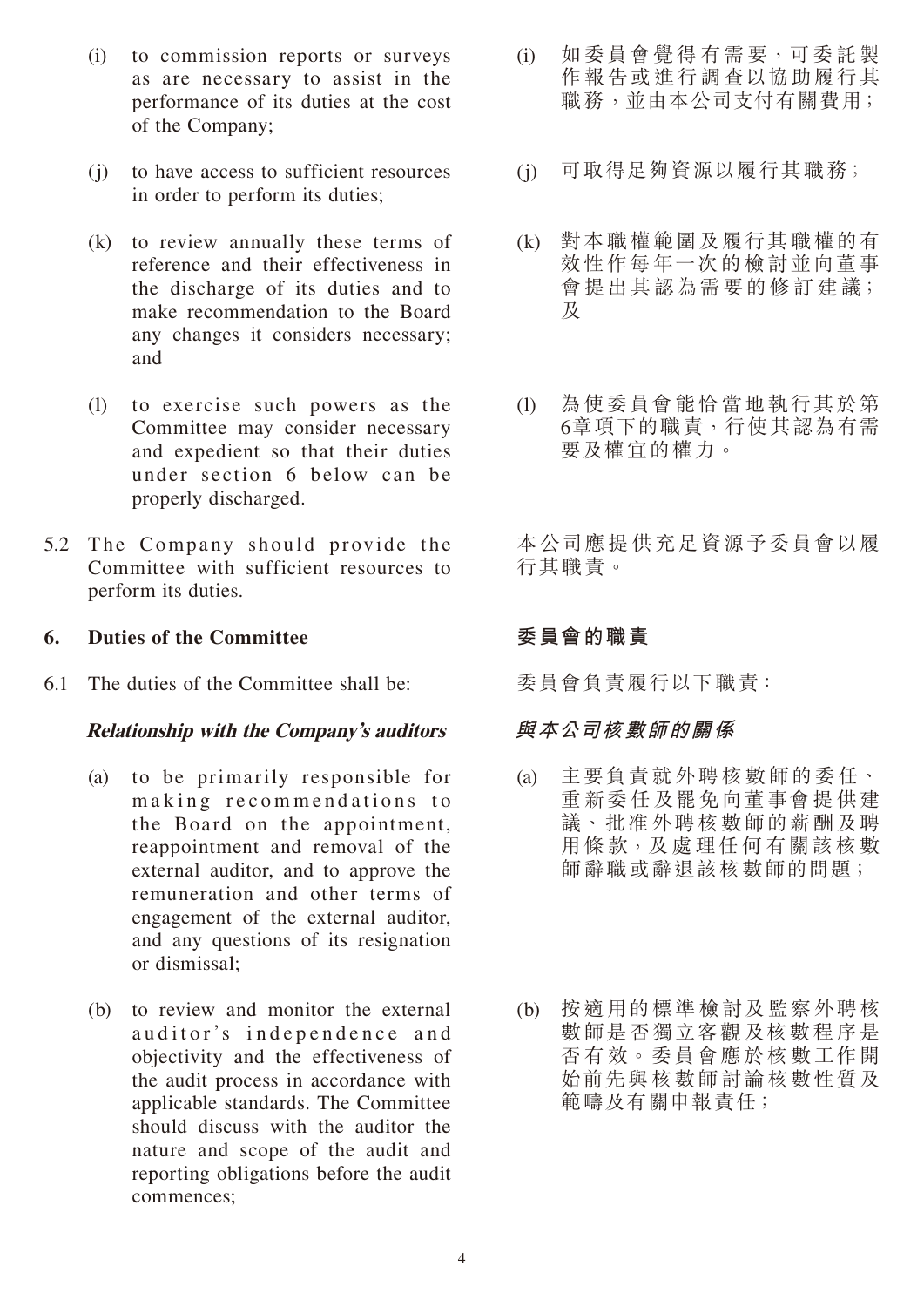(i) to commission reports or surveys as are necessary to assist in the performance of its duties at the cost of the Company;

(i) 如委員會覺得有需要，可委託製作報告或進行調查以協助履行其職務，並由本公司支付有關費用；

(j) to have access to sufficient resources in order to perform its duties;

(j) 可取得足夠資源以履行其職務；

(k) to review annually these terms of reference and their effectiveness in the discharge of its duties and to make recommendation to the Board any changes it considers necessary; and

(k) 對本職權範圍及履行其職權的有效性作每年一次的檢討並向董事會提出其認為需要的修訂建議；及

(l) to exercise such powers as the Committee may consider necessary and expedient so that their duties under section 6 below can be properly discharged.

(l) 為使委員會能恰當地執行其於第6章項下的職責，行使其認為有需要及權宜的權力。

5.2 The Company should provide the Committee with sufficient resources to perform its duties.

本公司應提供充足資源予委員會以履行其職責。

## 6. Duties of the Committee

## 委員會的職責

6.1 The duties of the Committee shall be:

委員會負責履行以下職責：

***Relationship with the Company's auditors***

***與本公司核數師的關係***

(a) to be primarily responsible for making recommendations to the Board on the appointment, reappointment and removal of the external auditor, and to approve the remuneration and other terms of engagement of the external auditor, and any questions of its resignation or dismissal;

(a) 主要負責就外聘核數師的委任、重新委任及罷免向董事會提供建議、批准外聘核數師的薪酬及聘用條款，及處理任何有關該核數師辭職或辭退該核數師的問題；

(b) to review and monitor the external auditor's independence and objectivity and the effectiveness of the audit process in accordance with applicable standards. The Committee should discuss with the auditor the nature and scope of the audit and reporting obligations before the audit commences;

(b) 按適用的標準檢討及監察外聘核數師是否獨立客觀及核數程序是否有效。委員會應於核數工作開始前先與核數師討論核數性質及範疇及有關申報責任；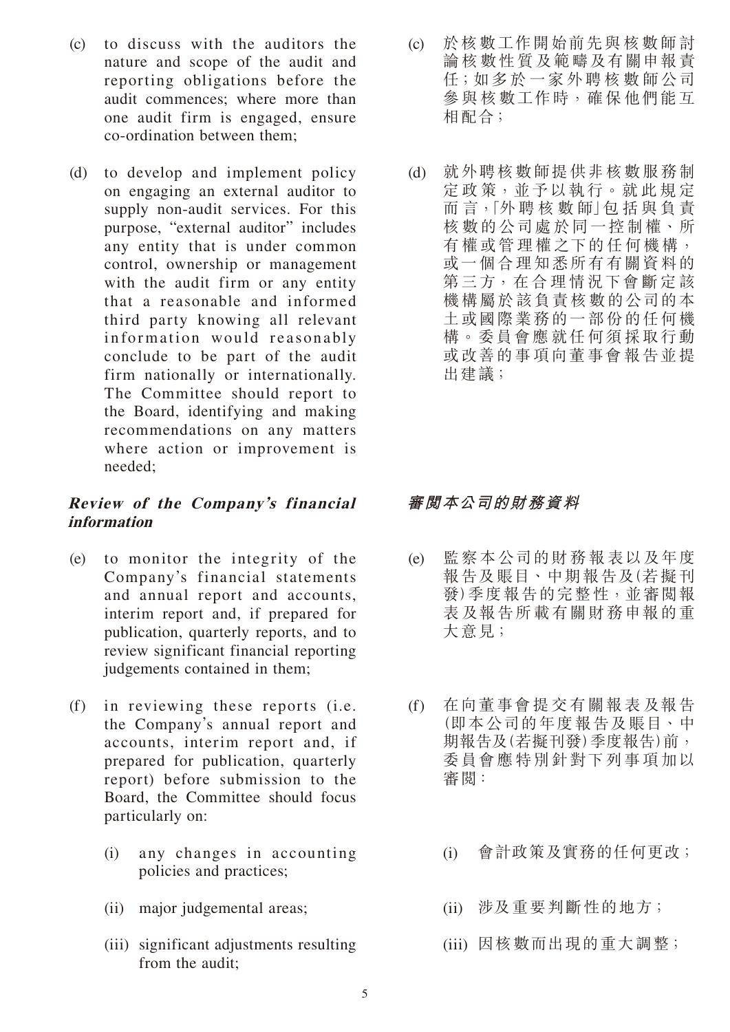(c) to discuss with the auditors the nature and scope of the audit and reporting obligations before the audit commences; where more than one audit firm is engaged, ensure co-ordination between them;

(d) to develop and implement policy on engaging an external auditor to supply non-audit services. For this purpose, "external auditor" includes any entity that is under common control, ownership or management with the audit firm or any entity that a reasonable and informed third party knowing all relevant information would reasonably conclude to be part of the audit firm nationally or internationally. The Committee should report to the Board, identifying and making recommendations on any matters where action or improvement is needed;

***Review of the Company's financial information***

(e) to monitor the integrity of the Company's financial statements and annual report and accounts, interim report and, if prepared for publication, quarterly reports, and to review significant financial reporting judgements contained in them;

(f) in reviewing these reports (i.e. the Company's annual report and accounts, interim report and, if prepared for publication, quarterly report) before submission to the Board, the Committee should focus particularly on:

(i) any changes in accounting policies and practices;

(ii) major judgemental areas;

(iii) significant adjustments resulting from the audit;

(c) 於核數工作開始前先與核數師討論核數性質及範疇及有關申報責任；如多於一家外聘核數師公司參與核數工作時，確保他們能互相配合；

(d) 就外聘核數師提供非核數服務制定政策，並予以執行。就此規定而言，「外聘核數師」包括與負責核數的公司處於同一控制權、所有權或管理權之下的任何機構，或一個合理知悉所有有關資料的第三方，在合理情況下會斷定該機構屬於該負責核數的公司的本土或國際業務的一部份的任何機構。委員會應就任何須採取行動或改善的事項向董事會報告並提出建議；

***審閱本公司的財務資料***

(e) 監察本公司的財務報表以及年度報告及賬目、中期報告及(若擬刊發)季度報告的完整性，並審閱報表及報告所載有關財務申報的重大意見；

(f) 在向董事會提交有關報表及報告(即本公司的年度報告及賬目、中期報告及(若擬刊發)季度報告)前，委員會應特別針對下列事項加以審閱：

(i) 會計政策及實務的任何更改；

(ii) 涉及重要判斷性的地方；

(iii) 因核數而出現的重大調整；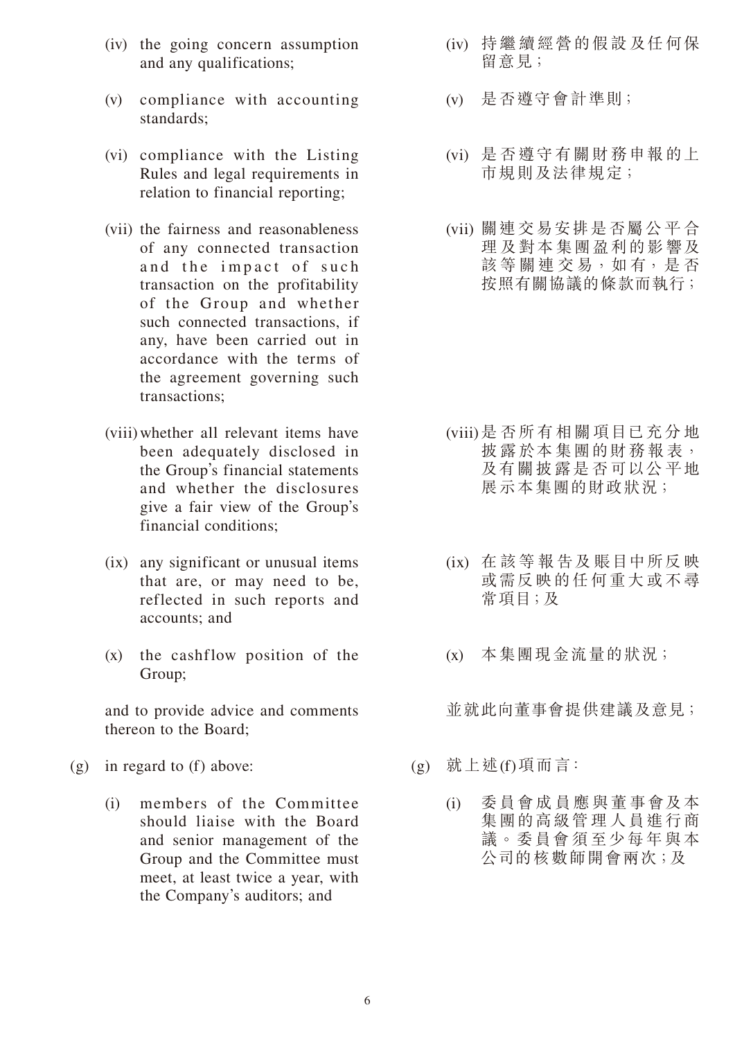(iv) the going concern assumption and any qualifications;

(v) compliance with accounting standards;

(vi) compliance with the Listing Rules and legal requirements in relation to financial reporting;

(vii) the fairness and reasonableness of any connected transaction and the impact of such transaction on the profitability of the Group and whether such connected transactions, if any, have been carried out in accordance with the terms of the agreement governing such transactions;

(viii) whether all relevant items have been adequately disclosed in the Group's financial statements and whether the disclosures give a fair view of the Group's financial conditions;

(ix) any significant or unusual items that are, or may need to be, reflected in such reports and accounts; and

(x) the cashflow position of the Group;

and to provide advice and comments thereon to the Board;

(g) in regard to (f) above:

(i) members of the Committee should liaise with the Board and senior management of the Group and the Committee must meet, at least twice a year, with the Company's auditors; and

(iv) 持繼續經營的假設及任何保留意見；

(v) 是否遵守會計準則；

(vi) 是否遵守有關財務申報的上市規則及法律規定；

(vii) 關連交易安排是否屬公平合理及對本集團盈利的影響及該等關連交易，如有，是否按照有關協議的條款而執行；

(viii) 是否所有相關項目已充分地披露於本集團的財務報表，及有關披露是否可以公平地展示本集團的財政狀況；

(ix) 在該等報告及賬目中所反映或需反映的任何重大或不尋常項目；及

(x) 本集團現金流量的狀況；

並就此向董事會提供建議及意見；

(g) 就上述(f)項而言：

(i) 委員會成員應與董事會及本集團的高級管理人員進行商議。委員會須至少每年與本公司的核數師開會兩次；及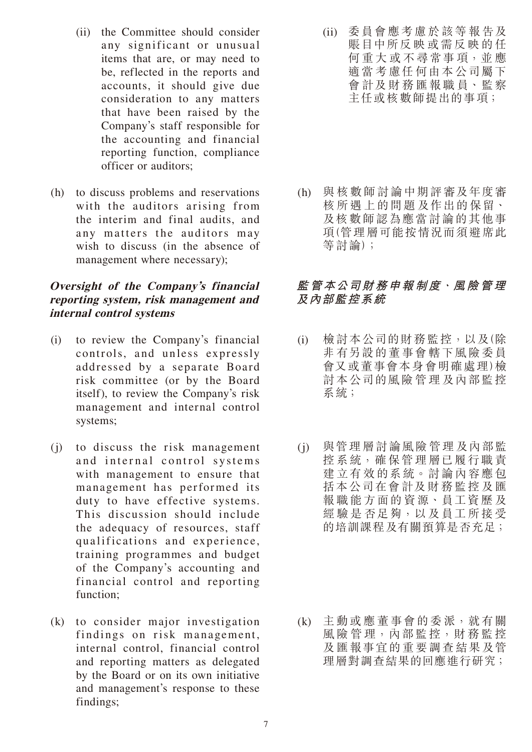(ii) the Committee should consider any significant or unusual items that are, or may need to be, reflected in the reports and accounts, it should give due consideration to any matters that have been raised by the Company's staff responsible for the accounting and financial reporting function, compliance officer or auditors;

(ii) 委員會應考慮於該等報告及賬目中所反映或需反映的任何重大或不尋常事項，並應適當考慮任何由本公司屬下會計及財務匯報職員、監察主任或核數師提出的事項；

(h) to discuss problems and reservations with the auditors arising from the interim and final audits, and any matters the auditors may wish to discuss (in the absence of management where necessary);

(h) 與核數師討論中期評審及年度審核所遇上的問題及作出的保留、及核數師認為應當討論的其他事項(管理層可能按情況而須避席此等討論)；

***Oversight of the Company's financial reporting system, risk management and internal control systems***

***監管本公司財務申報制度、風險管理及內部監控系統***

(i) to review the Company's financial controls, and unless expressly addressed by a separate Board risk committee (or by the Board itself), to review the Company's risk management and internal control systems;

(i) 檢討本公司的財務監控，以及(除非有另設的董事會轄下風險委員會又或董事會本身會明確處理)檢討本公司的風險管理及內部監控系統；

(j) to discuss the risk management and internal control systems with management to ensure that management has performed its duty to have effective systems. This discussion should include the adequacy of resources, staff qualifications and experience, training programmes and budget of the Company's accounting and financial control and reporting function;

(j) 與管理層討論風險管理及內部監控系統，確保管理層已履行職責建立有效的系統。討論內容應包括本公司在會計及財務監控及匯報職能方面的資源、員工資歷及經驗是否足夠，以及員工所接受的培訓課程及有關預算是否充足；

(k) to consider major investigation findings on risk management, internal control, financial control and reporting matters as delegated by the Board or on its own initiative and management's response to these findings;

(k) 主動或應董事會的委派，就有關風險管理，內部監控，財務監控及匯報事宜的重要調查結果及管理層對調查結果的回應進行研究；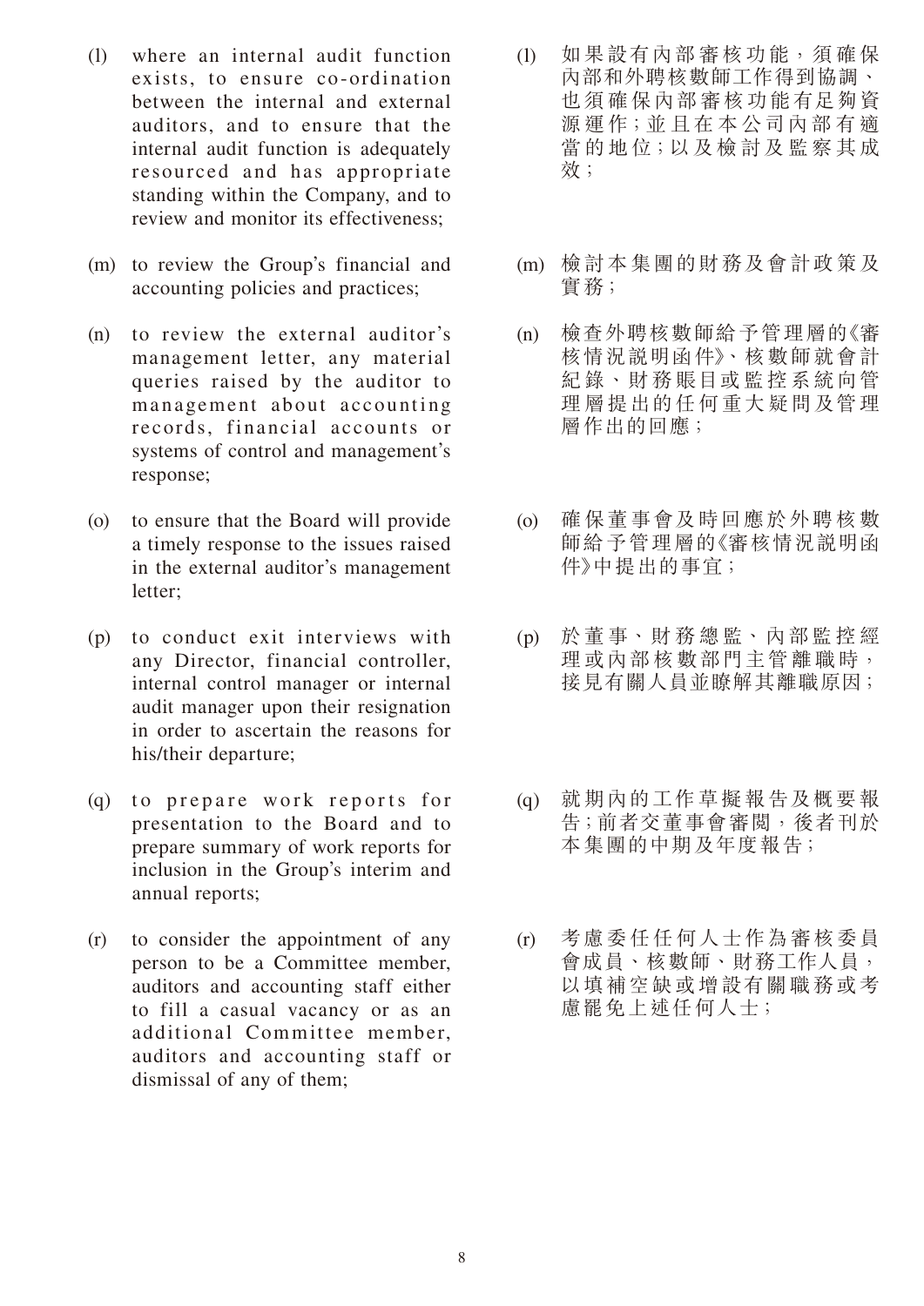(l) where an internal audit function exists, to ensure co-ordination between the internal and external auditors, and to ensure that the internal audit function is adequately resourced and has appropriate standing within the Company, and to review and monitor its effectiveness;

(l) 如果設有內部審核功能，須確保內部和外聘核數師工作得到協調、也須確保內部審核功能有足夠資源運作；並且在本公司內部有適當的地位；以及檢討及監察其成效；

(m) to review the Group's financial and accounting policies and practices;

(m) 檢討本集團的財務及會計政策及實務；

(n) to review the external auditor's management letter, any material queries raised by the auditor to management about accounting records, financial accounts or systems of control and management's response;

(n) 檢查外聘核數師給予管理層的《審核情況說明函件》、核數師就會計紀錄、財務賬目或監控系統向管理層提出的任何重大疑問及管理層作出的回應；

(o) to ensure that the Board will provide a timely response to the issues raised in the external auditor's management letter;

(o) 確保董事會及時回應於外聘核數師給予管理層的《審核情況說明函件》中提出的事宜；

(p) to conduct exit interviews with any Director, financial controller, internal control manager or internal audit manager upon their resignation in order to ascertain the reasons for his/their departure;

(p) 於董事、財務總監、內部監控經理或內部核數部門主管離職時，接見有關人員並瞭解其離職原因；

(q) to prepare work reports for presentation to the Board and to prepare summary of work reports for inclusion in the Group's interim and annual reports;

(q) 就期內的工作草擬報告及概要報告；前者交董事會審閱，後者刊於本集團的中期及年度報告；

(r) to consider the appointment of any person to be a Committee member, auditors and accounting staff either to fill a casual vacancy or as an additional Committee member, auditors and accounting staff or dismissal of any of them;

(r) 考慮委任任何人士作為審核委員會成員、核數師、財務工作人員，以填補空缺或增設有關職務或考慮罷免上述任何人士；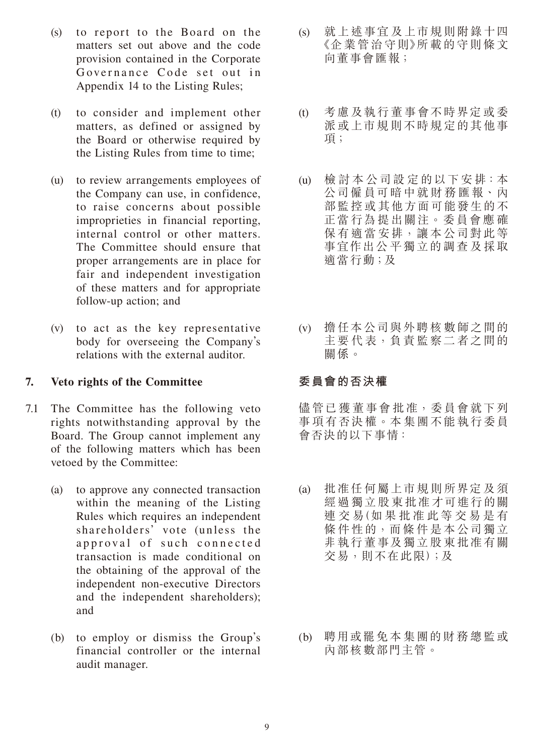(s) to report to the Board on the matters set out above and the code provision contained in the Corporate Governance Code set out in Appendix 14 to the Listing Rules;

(s) 就上述事宜及上市規則附錄十四《企業管治守則》所載的守則條文向董事會匯報；

(t) to consider and implement other matters, as defined or assigned by the Board or otherwise required by the Listing Rules from time to time;

(t) 考慮及執行董事會不時界定或委派或上市規則不時規定的其他事項；

(u) to review arrangements employees of the Company can use, in confidence, to raise concerns about possible improprieties in financial reporting, internal control or other matters. The Committee should ensure that proper arrangements are in place for fair and independent investigation of these matters and for appropriate follow-up action; and

(u) 檢討本公司設定的以下安排：本公司僱員可暗中就財務匯報、內部監控或其他方面可能發生的不正當行為提出關注。委員會應確保有適當安排，讓本公司對此等事宜作出公平獨立的調查及採取適當行動；及

(v) to act as the key representative body for overseeing the Company's relations with the external auditor.

(v) 擔任本公司與外聘核數師之間的主要代表，負責監察二者之間的關係。

## 7. Veto rights of the Committee

## 委員會的否決權

7.1 The Committee has the following veto rights notwithstanding approval by the Board. The Group cannot implement any of the following matters which has been vetoed by the Committee:

儘管已獲董事會批准，委員會就下列事項有否決權。本集團不能執行委員會否決的以下事情：

(a) to approve any connected transaction within the meaning of the Listing Rules which requires an independent shareholders' vote (unless the approval of such connected transaction is made conditional on the obtaining of the approval of the independent non-executive Directors and the independent shareholders); and

(a) 批准任何屬上市規則所界定及須經過獨立股東批准才可進行的關連交易(如果批准此等交易是有條件性的，而條件是本公司獨立非執行董事及獨立股東批准有關交易，則不在此限)；及

(b) to employ or dismiss the Group's financial controller or the internal audit manager.

(b) 聘用或罷免本集團的財務總監或內部核數部門主管。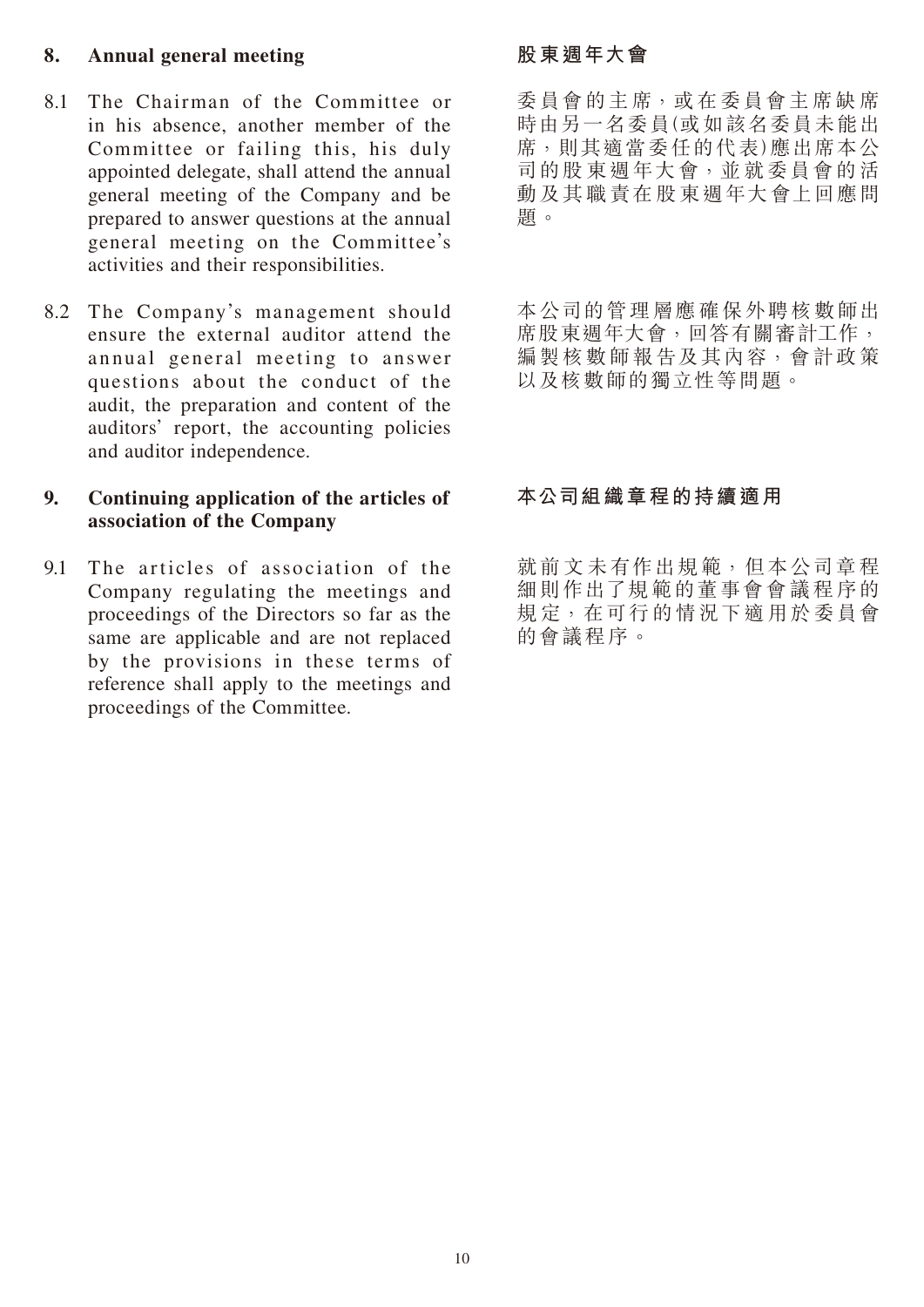## 8. Annual general meeting

## 股東週年大會

8.1 The Chairman of the Committee or in his absence, another member of the Committee or failing this, his duly appointed delegate, shall attend the annual general meeting of the Company and be prepared to answer questions at the annual general meeting on the Committee's activities and their responsibilities.

委員會的主席，或在委員會主席缺席時由另一名委員(或如該名委員未能出席，則其適當委任的代表)應出席本公司的股東週年大會，並就委員會的活動及其職責在股東週年大會上回應問題。

8.2 The Company's management should ensure the external auditor attend the annual general meeting to answer questions about the conduct of the audit, the preparation and content of the auditors' report, the accounting policies and auditor independence.

本公司的管理層應確保外聘核數師出席股東週年大會，回答有關審計工作，編製核數師報告及其內容，會計政策以及核數師的獨立性等問題。

## 9. Continuing application of the articles of association of the Company

## 本公司組織章程的持續適用

9.1 The articles of association of the Company regulating the meetings and proceedings of the Directors so far as the same are applicable and are not replaced by the provisions in these terms of reference shall apply to the meetings and proceedings of the Committee.

就前文未有作出規範，但本公司章程細則作出了規範的董事會會議程序的規定，在可行的情況下適用於委員會的會議程序。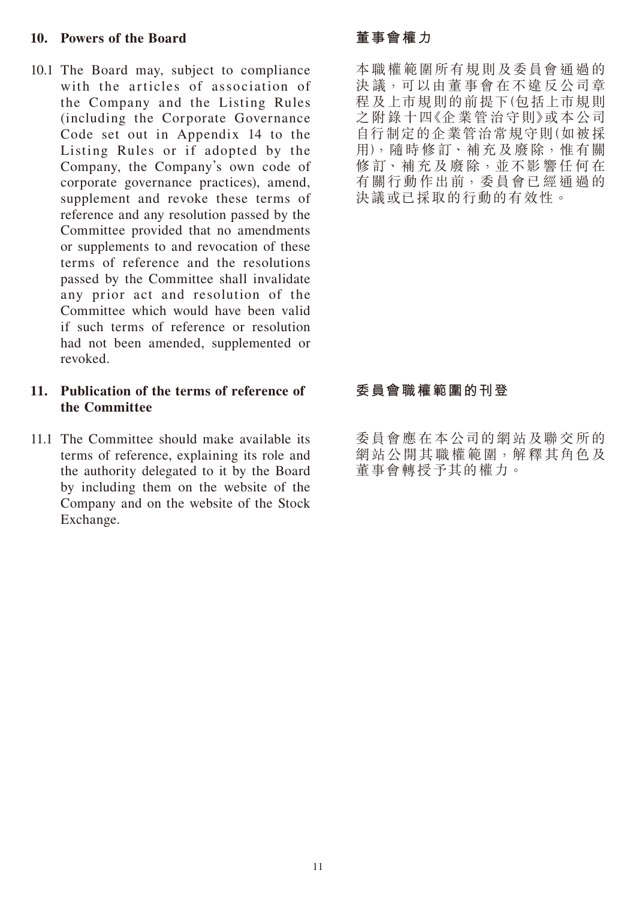## 10. Powers of the Board

10.1 The Board may, subject to compliance with the articles of association of the Company and the Listing Rules (including the Corporate Governance Code set out in Appendix 14 to the Listing Rules or if adopted by the Company, the Company's own code of corporate governance practices), amend, supplement and revoke these terms of reference and any resolution passed by the Committee provided that no amendments or supplements to and revocation of these terms of reference and the resolutions passed by the Committee shall invalidate any prior act and resolution of the Committee which would have been valid if such terms of reference or resolution had not been amended, supplemented or revoked.

## 董事會權力

本職權範圍所有規則及委員會通過的決議，可以由董事會在不違反公司章程及上市規則的前提下(包括上市規則之附錄十四《企業管治守則》或本公司自行制定的企業管治常規守則(如被採用)，隨時修訂、補充及廢除，惟有關修訂、補充及廢除，並不影響任何在有關行動作出前，委員會已經通過的決議或已採取的行動的有效性。

## 11. Publication of the terms of reference of the Committee

11.1 The Committee should make available its terms of reference, explaining its role and the authority delegated to it by the Board by including them on the website of the Company and on the website of the Stock Exchange.

## 委員會職權範圍的刊登

委員會應在本公司的網站及聯交所的網站公開其職權範圍，解釋其角色及董事會轉授予其的權力。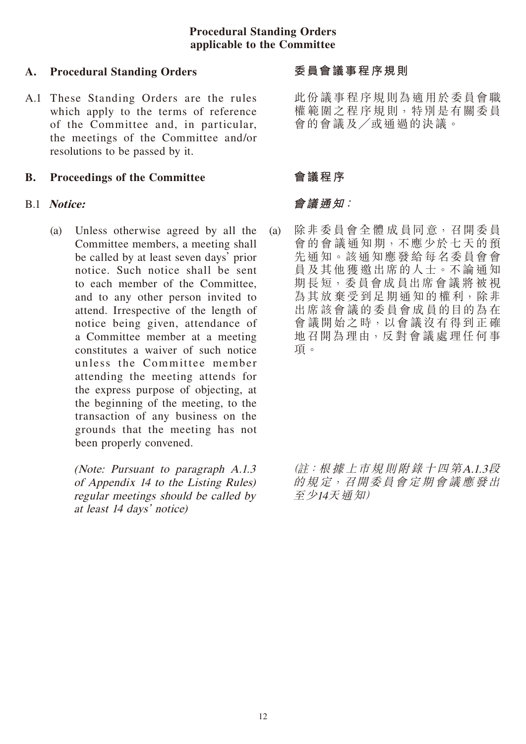**Procedural Standing Orders applicable to the Committee**

## A. Procedural Standing Orders

A.1 These Standing Orders are the rules which apply to the terms of reference of the Committee and, in particular, the meetings of the Committee and/or resolutions to be passed by it.

## B. Proceedings of the Committee

B.1 ***Notice:***

(a) Unless otherwise agreed by all the Committee members, a meeting shall be called by at least seven days' prior notice. Such notice shall be sent to each member of the Committee, and to any other person invited to attend. Irrespective of the length of notice being given, attendance of a Committee member at a meeting constitutes a waiver of such notice unless the Committee member attending the meeting attends for the express purpose of objecting, at the beginning of the meeting, to the transaction of any business on the grounds that the meeting has not been properly convened.

*(Note: Pursuant to paragraph A.1.3 of Appendix 14 to the Listing Rules) regular meetings should be called by at least 14 days' notice)*

## 委員會議事程序規則

此份議事程序規則為適用於委員會職權範圍之程序規則，特別是有關委員會的會議及／或通過的決議。

## 會議程序

***會議通知：***

(a) 除非委員會全體成員同意，召開委員會的會議通知期，不應少於七天的預先通知。該通知應發給每名委員會會員及其他獲邀出席的人士。不論通知期長短，委員會成員出席會議將被視為其放棄受到足期通知的權利，除非出席該會議的委員會成員的目的為在會議開始之時，以會議沒有得到正確地召開為理由，反對會議處理任何事項。

*(註：根據上市規則附錄十四第A.1.3段的規定，召開委員會定期會議應發出至少14天通知)*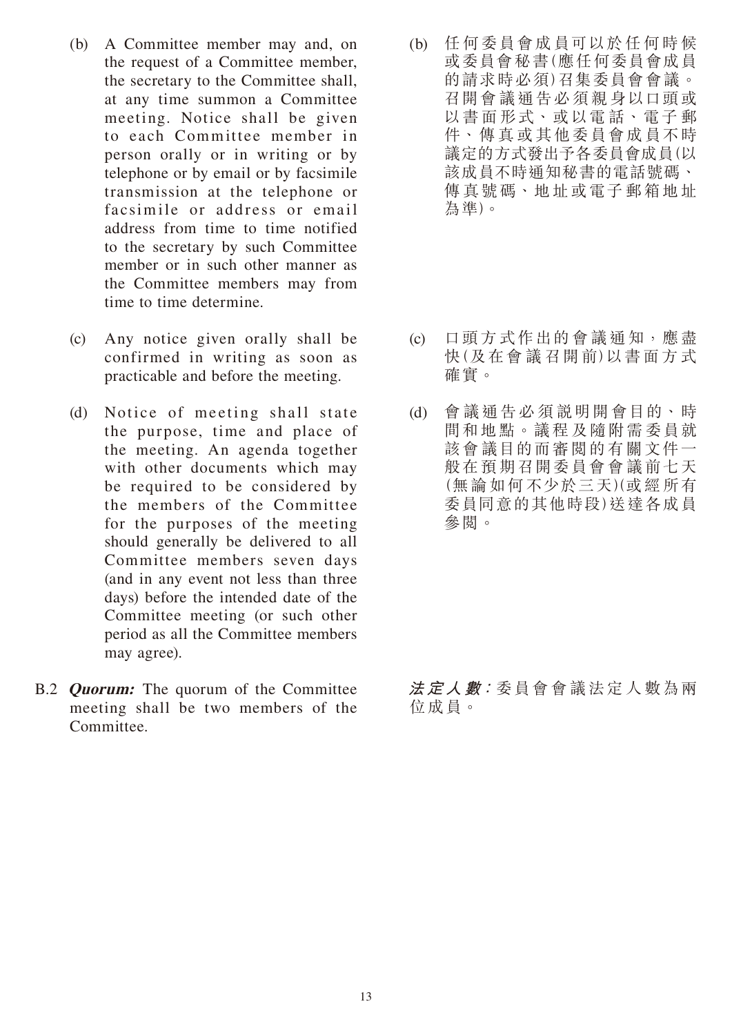(b) A Committee member may and, on the request of a Committee member, the secretary to the Committee shall, at any time summon a Committee meeting. Notice shall be given to each Committee member in person orally or in writing or by telephone or by email or by facsimile transmission at the telephone or facsimile or address or email address from time to time notified to the secretary by such Committee member or in such other manner as the Committee members may from time to time determine.

(b) 任何委員會成員可以於任何時候或委員會秘書(應任何委員會成員的請求時必須)召集委員會會議。召開會議通告必須親身以口頭或以書面形式、或以電話、電子郵件、傳真或其他委員會成員不時議定的方式發出予各委員會成員(以該成員不時通知秘書的電話號碼、傳真號碼、地址或電子郵箱地址為準)。

(c) Any notice given orally shall be confirmed in writing as soon as practicable and before the meeting.

(c) 口頭方式作出的會議通知，應盡快(及在會議召開前)以書面方式確實。

(d) Notice of meeting shall state the purpose, time and place of the meeting. An agenda together with other documents which may be required to be considered by the members of the Committee for the purposes of the meeting should generally be delivered to all Committee members seven days (and in any event not less than three days) before the intended date of the Committee meeting (or such other period as all the Committee members may agree).

(d) 會議通告必須説明開會目的、時間和地點。議程及隨附需委員就該會議目的而審閱的有關文件一般在預期召開委員會會議前七天(無論如何不少於三天)(或經所有委員同意的其他時段)送達各成員參閱。

B.2 ***Quorum:*** The quorum of the Committee meeting shall be two members of the Committee.

***法定人數：***委員會會議法定人數為兩位成員。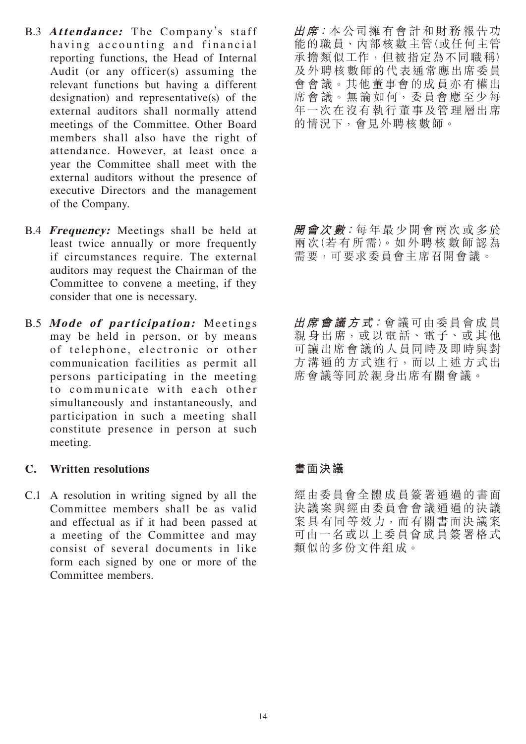B.3 ***Attendance:*** The Company's staff having accounting and financial reporting functions, the Head of Internal Audit (or any officer(s) assuming the relevant functions but having a different designation) and representative(s) of the external auditors shall normally attend meetings of the Committee. Other Board members shall also have the right of attendance. However, at least once a year the Committee shall meet with the external auditors without the presence of executive Directors and the management of the Company.

***出席：***本公司擁有會計和財務報告功能的職員、內部核數主管(或任何主管承擔類似工作，但被指定為不同職稱)及外聘核數師的代表通常應出席委員會會議。其他董事會的成員亦有權出席會議。無論如何，委員會應至少每年一次在沒有執行董事及管理層出席的情況下，會見外聘核數師。

B.4 ***Frequency:*** Meetings shall be held at least twice annually or more frequently if circumstances require. The external auditors may request the Chairman of the Committee to convene a meeting, if they consider that one is necessary.

***開會次數：***每年最少開會兩次或多於兩次(若有所需)。如外聘核數師認為需要，可要求委員會主席召開會議。

B.5 ***Mode of participation:*** Meetings may be held in person, or by means of telephone, electronic or other communication facilities as permit all persons participating in the meeting to communicate with each other simultaneously and instantaneously, and participation in such a meeting shall constitute presence in person at such meeting.

***出席會議方式：***會議可由委員會成員親身出席，或以電話、電子、或其他可讓出席會議的人員同時及即時與對方溝通的方式進行，而以上述方式出席會議等同於親身出席有關會議。

## C. Written resolutions

## 書面決議

C.1 A resolution in writing signed by all the Committee members shall be as valid and effectual as if it had been passed at a meeting of the Committee and may consist of several documents in like form each signed by one or more of the Committee members.

經由委員會全體成員簽署通過的書面決議案與經由委員會會議通過的決議案具有同等效力，而有關書面決議案可由一名或以上委員會成員簽署格式類似的多份文件組成。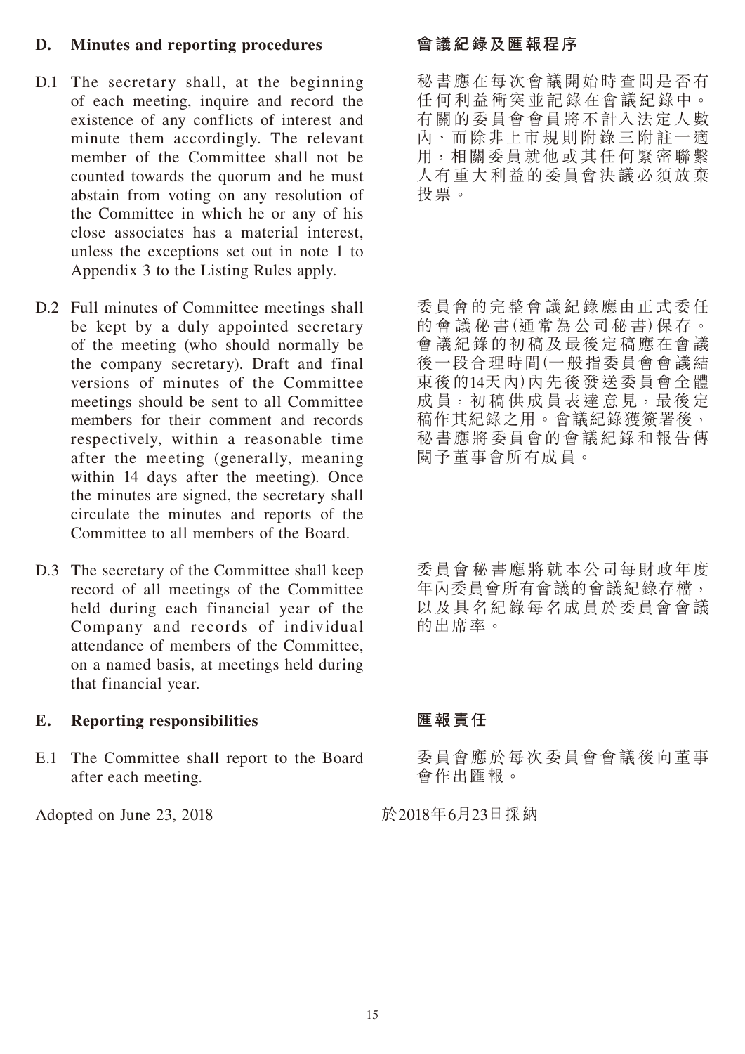## D. Minutes and reporting procedures

## 會議紀錄及匯報程序

D.1 The secretary shall, at the beginning of each meeting, inquire and record the existence of any conflicts of interest and minute them accordingly. The relevant member of the Committee shall not be counted towards the quorum and he must abstain from voting on any resolution of the Committee in which he or any of his close associates has a material interest, unless the exceptions set out in note 1 to Appendix 3 to the Listing Rules apply.

秘書應在每次會議開始時查問是否有任何利益衝突並記錄在會議紀錄中。有關的委員會會員將不計入法定人數內、而除非上市規則附錄三附註一適用，相關委員就他或其任何緊密聯繫人有重大利益的委員會決議必須放棄投票。

D.2 Full minutes of Committee meetings shall be kept by a duly appointed secretary of the meeting (who should normally be the company secretary). Draft and final versions of minutes of the Committee meetings should be sent to all Committee members for their comment and records respectively, within a reasonable time after the meeting (generally, meaning within 14 days after the meeting). Once the minutes are signed, the secretary shall circulate the minutes and reports of the Committee to all members of the Board.

委員會的完整會議紀錄應由正式委任的會議秘書(通常為公司秘書)保存。會議紀錄的初稿及最後定稿應在會議後一段合理時間(一般指委員會會議結束後的14天內)內先後發送委員會全體成員，初稿供成員表達意見，最後定稿作其紀錄之用。會議紀錄獲簽署後，秘書應將委員會的會議紀錄和報告傳閱予董事會所有成員。

D.3 The secretary of the Committee shall keep record of all meetings of the Committee held during each financial year of the Company and records of individual attendance of members of the Committee, on a named basis, at meetings held during that financial year.

委員會秘書應將就本公司每財政年度年內委員會所有會議的會議紀錄存檔，以及具名紀錄每名成員於委員會會議的出席率。

## E. Reporting responsibilities

## 匯報責任

E.1 The Committee shall report to the Board after each meeting.

委員會應於每次委員會會議後向董事會作出匯報。

Adopted on June 23, 2018

於2018年6月23日採納